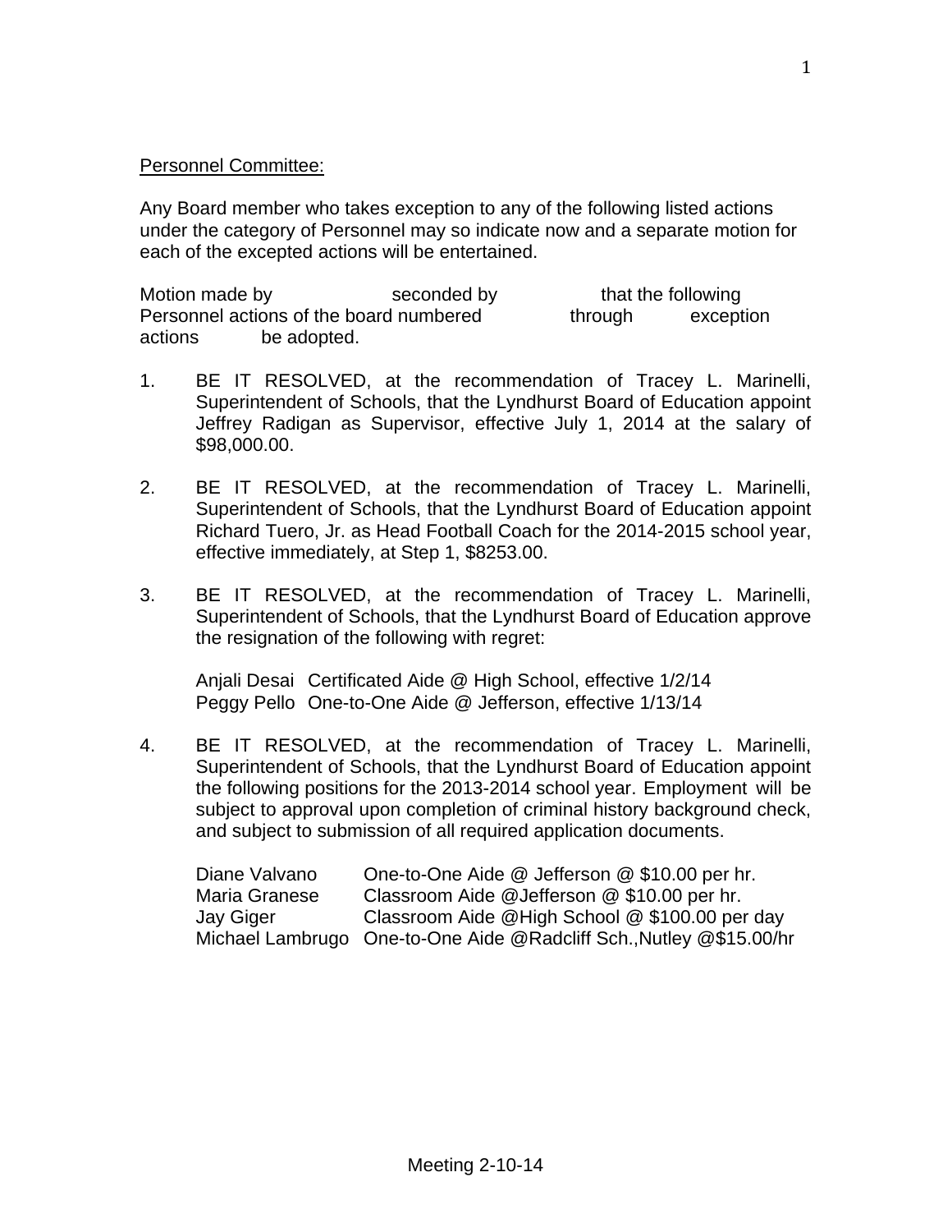<u>Personnel Committee:</u>

Any Board member who takes exception to any of the following listed actions under the category of Personnel may so indicate now and a separate motion for each of the excepted actions will be entertained.

Motion made by seconded by that the following Personnel actions of the board numbered through exception actions be adopted.

1. BE IT RESOLVED, at the recommendation of Tracey L. Marinelli, Superintendent of Schools, that the Lyndhurst Board of Education appoint Jeffrey Radigan as Supervisor, effective July 1, 2014 at the salary of $98,000.00.

2. BE IT RESOLVED, at the recommendation of Tracey L. Marinelli, Superintendent of Schools, that the Lyndhurst Board of Education appoint Richard Tuero, Jr. as Head Football Coach for the 2014-2015 school year, effective immediately, at Step 1, $8253.00.

3. BE IT RESOLVED, at the recommendation of Tracey L. Marinelli, Superintendent of Schools, that the Lyndhurst Board of Education approve the resignation of the following with regret:

   | | |
   |---|---|
   | Anjali Desai | Certificated Aide @ High School, effective 1/2/14 |
   | Peggy Pello | One-to-One Aide @ Jefferson, effective 1/13/14 |

4. BE IT RESOLVED, at the recommendation of Tracey L. Marinelli, Superintendent of Schools, that the Lyndhurst Board of Education appoint the following positions for the 2013-2014 school year. Employment will be subject to approval upon completion of criminal history background check, and subject to submission of all required application documents.

   | | |
   |---|---|
   | Diane Valvano | One-to-One Aide @ Jefferson @ $10.00 per hr. |
   | Maria Granese | Classroom Aide @Jefferson @ $10.00 per hr. |
   | Jay Giger | Classroom Aide @High School @ $100.00 per day |
   | Michael Lambrugo | One-to-One Aide @Radcliff Sch.,Nutley @$15.00/hr |

Meeting 2-10-14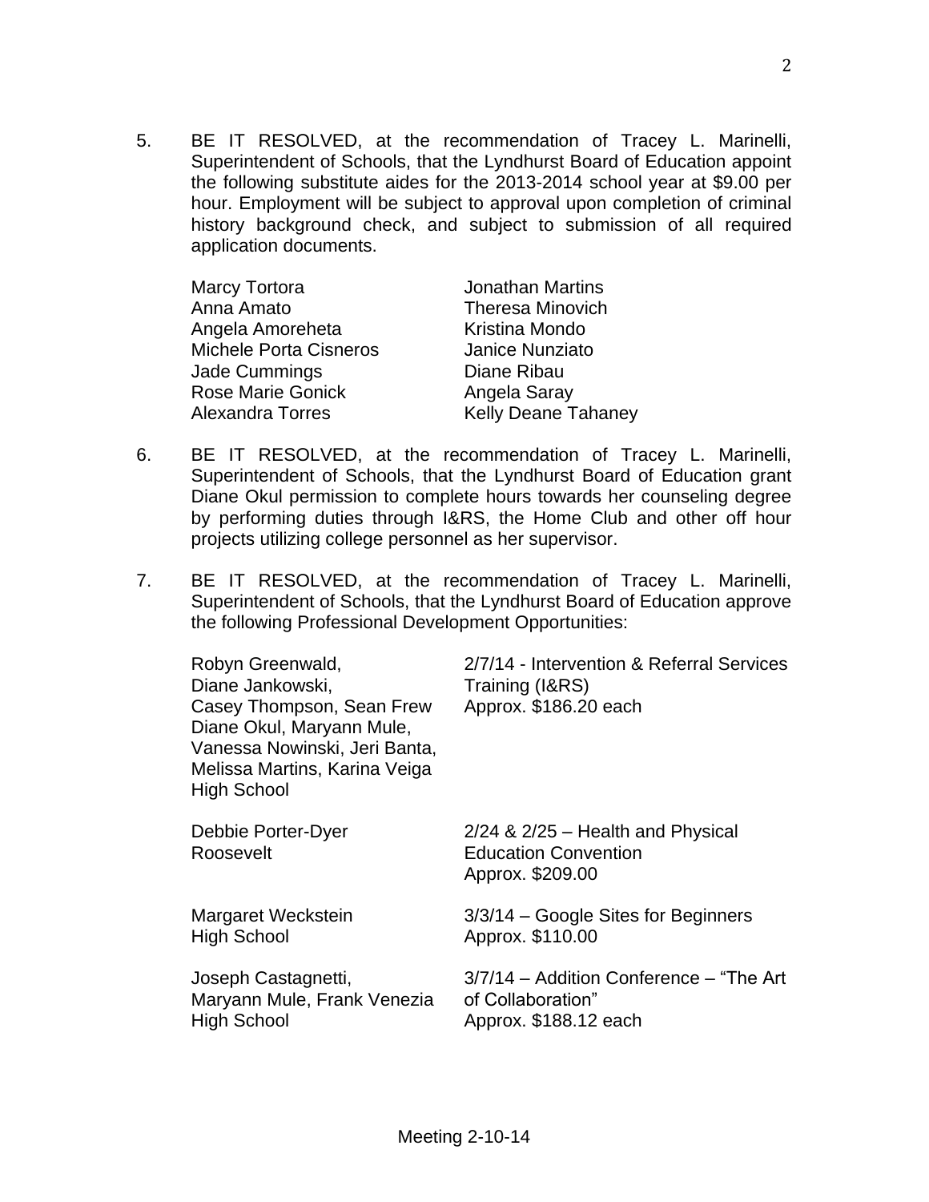5. BE IT RESOLVED, at the recommendation of Tracey L. Marinelli, Superintendent of Schools, that the Lyndhurst Board of Education appoint the following substitute aides for the 2013-2014 school year at $9.00 per hour. Employment will be subject to approval upon completion of criminal history background check, and subject to submission of all required application documents.

| | |
|---|---|
| Marcy Tortora | Jonathan Martins |
| Anna Amato | Theresa Minovich |
| Angela Amoreheta | Kristina Mondo |
| Michele Porta Cisneros | Janice Nunziato |
| Jade Cummings | Diane Ribau |
| Rose Marie Gonick | Angela Saray |
| Alexandra Torres | Kelly Deane Tahaney |

6. BE IT RESOLVED, at the recommendation of Tracey L. Marinelli, Superintendent of Schools, that the Lyndhurst Board of Education grant Diane Okul permission to complete hours towards her counseling degree by performing duties through I&RS, the Home Club and other off hour projects utilizing college personnel as her supervisor.

7. BE IT RESOLVED, at the recommendation of Tracey L. Marinelli, Superintendent of Schools, that the Lyndhurst Board of Education approve the following Professional Development Opportunities:

| | |
|---|---|
| Robyn Greenwald, Diane Jankowski, Casey Thompson, Sean Frew Diane Okul, Maryann Mule, Vanessa Nowinski, Jeri Banta, Melissa Martins, Karina Veiga High School | 2/7/14 - Intervention & Referral Services Training (I&RS) Approx. $186.20 each |
| Debbie Porter-Dyer Roosevelt | 2/24 & 2/25 – Health and Physical Education Convention Approx. $209.00 |
| Margaret Weckstein High School | 3/3/14 – Google Sites for Beginners Approx. $110.00 |
| Joseph Castagnetti, Maryann Mule, Frank Venezia High School | 3/7/14 – Addition Conference – "The Art of Collaboration" Approx. $188.12 each |

Meeting 2-10-14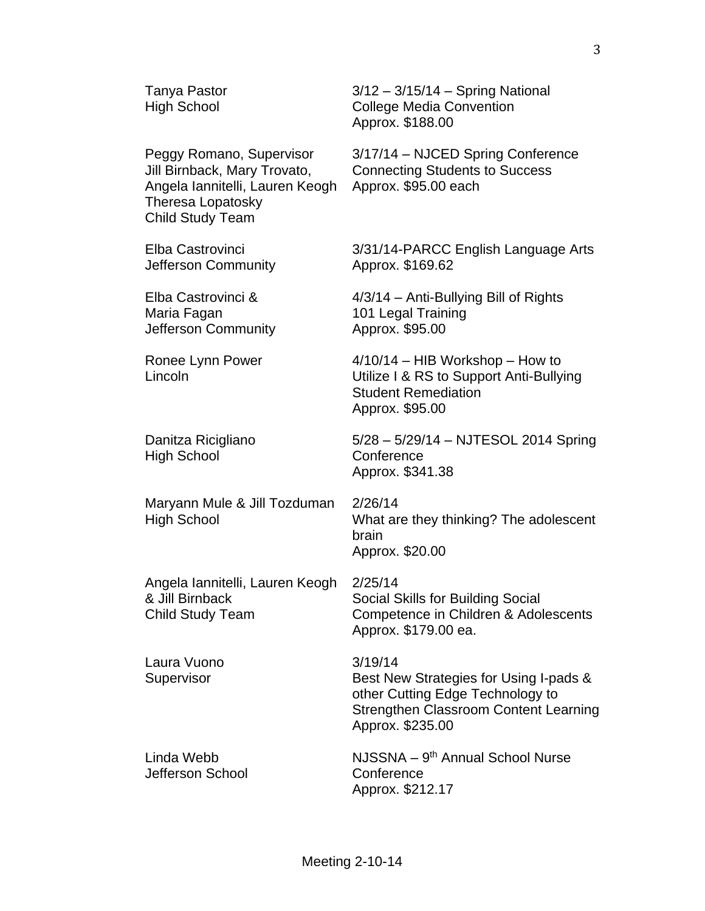| | |
|---|---|
| Tanya Pastor<br>High School | 3/12 – 3/15/14 – Spring National College Media Convention<br>Approx. $188.00 |
| Peggy Romano, Supervisor<br>Jill Birnback, Mary Trovato, Angela Iannitelli, Lauren Keogh<br>Theresa Lopatosky<br>Child Study Team | 3/17/14 – NJCED Spring Conference Connecting Students to Success<br>Approx. $95.00 each |
| Elba Castrovinci<br>Jefferson Community | 3/31/14-PARCC English Language Arts<br>Approx. $169.62 |
| Elba Castrovinci &<br>Maria Fagan<br>Jefferson Community | 4/3/14 – Anti-Bullying Bill of Rights 101 Legal Training<br>Approx. $95.00 |
| Ronee Lynn Power<br>Lincoln | 4/10/14 – HIB Workshop – How to Utilize I & RS to Support Anti-Bullying Student Remediation<br>Approx. $95.00 |
| Danitza Ricigliano<br>High School | 5/28 – 5/29/14 – NJTESOL 2014 Spring Conference<br>Approx. $341.38 |
| Maryann Mule & Jill Tozduman<br>High School | 2/26/14<br>What are they thinking? The adolescent brain<br>Approx. $20.00 |
| Angela Iannitelli, Lauren Keogh & Jill Birnback<br>Child Study Team | 2/25/14<br>Social Skills for Building Social Competence in Children & Adolescents<br>Approx. $179.00 ea. |
| Laura Vuono<br>Supervisor | 3/19/14<br>Best New Strategies for Using I-pads & other Cutting Edge Technology to Strengthen Classroom Content Learning<br>Approx. $235.00 |
| Linda Webb<br>Jefferson School | NJSSNA – 9th Annual School Nurse Conference<br>Approx. $212.17 |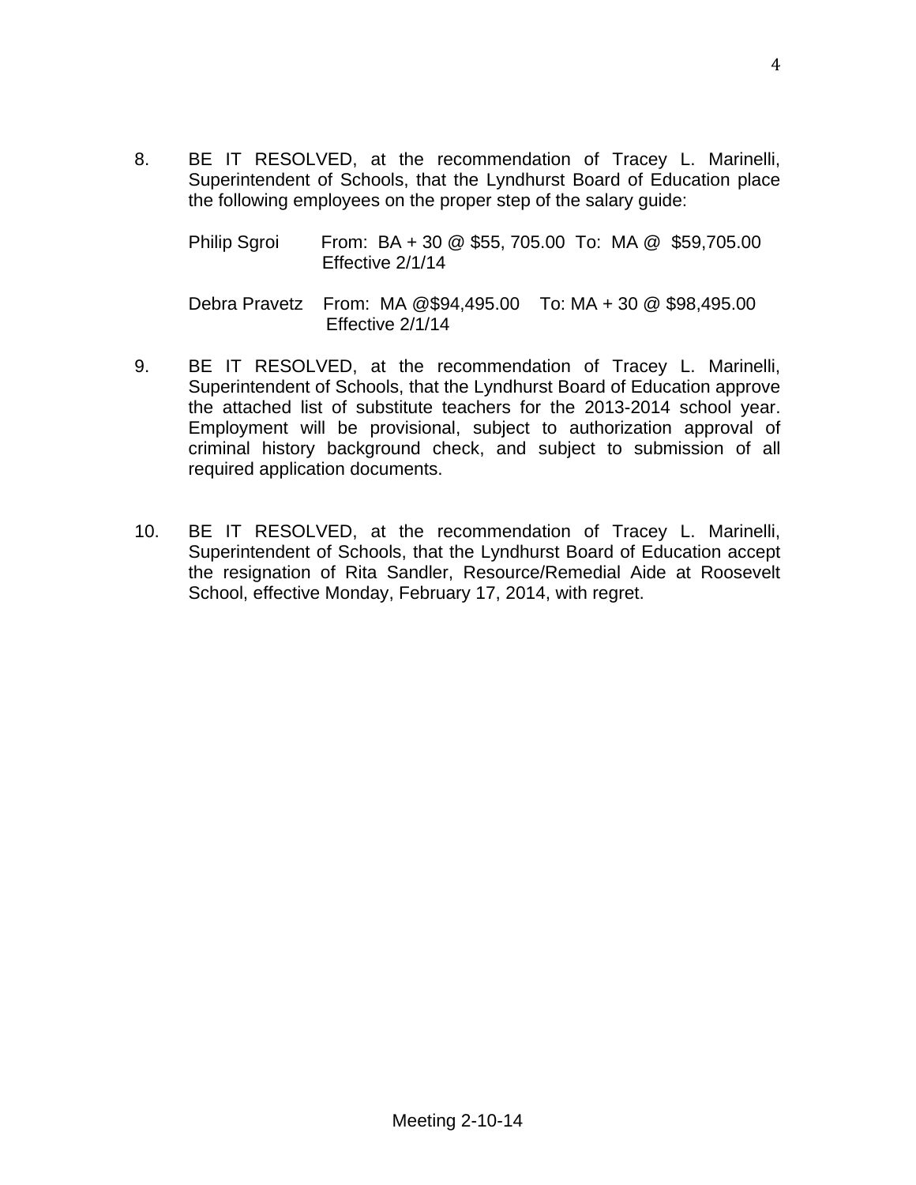8. BE IT RESOLVED, at the recommendation of Tracey L. Marinelli, Superintendent of Schools, that the Lyndhurst Board of Education place the following employees on the proper step of the salary guide:

   Philip Sgroi From: BA + 30 @ $55, 705.00 To: MA @ $59,705.00
   Effective 2/1/14

   Debra Pravetz From: MA @$94,495.00 To: MA + 30 @ $98,495.00
   Effective 2/1/14

9. BE IT RESOLVED, at the recommendation of Tracey L. Marinelli, Superintendent of Schools, that the Lyndhurst Board of Education approve the attached list of substitute teachers for the 2013-2014 school year. Employment will be provisional, subject to authorization approval of criminal history background check, and subject to submission of all required application documents.

10. BE IT RESOLVED, at the recommendation of Tracey L. Marinelli, Superintendent of Schools, that the Lyndhurst Board of Education accept the resignation of Rita Sandler, Resource/Remedial Aide at Roosevelt School, effective Monday, February 17, 2014, with regret.